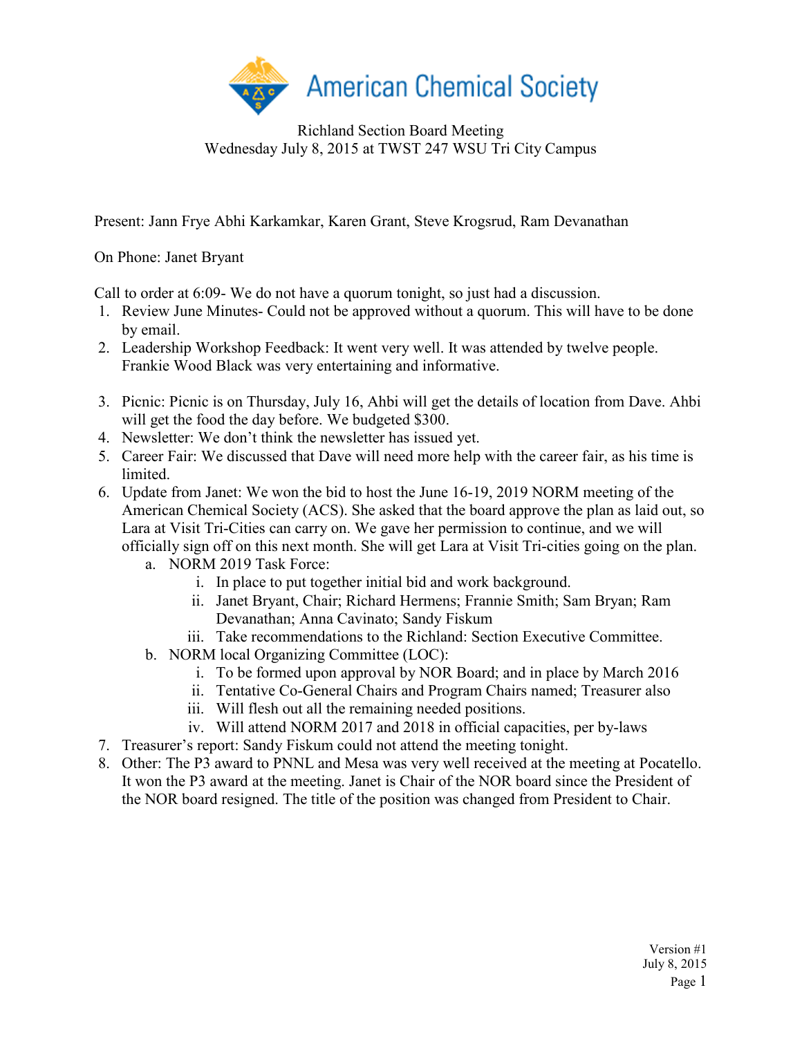American Chemical Society

Richland Section Board Meeting
Wednesday July 8, 2015 at TWST 247 WSU Tri City Campus

Present: Jann Frye Abhi Karkamkar, Karen Grant, Steve Krogsrud, Ram Devanathan

On Phone: Janet Bryant

Call to order at 6:09- We do not have a quorum tonight, so just had a discussion.

1. Review June Minutes- Could not be approved without a quorum. This will have to be done by email.
2. Leadership Workshop Feedback: It went very well. It was attended by twelve people. Frankie Wood Black was very entertaining and informative.
3. Picnic: Picnic is on Thursday, July 16, Ahbi will get the details of location from Dave. Ahbi will get the food the day before. We budgeted $300.
4. Newsletter: We don't think the newsletter has issued yet.
5. Career Fair: We discussed that Dave will need more help with the career fair, as his time is limited.
6. Update from Janet: We won the bid to host the June 16-19, 2019 NORM meeting of the American Chemical Society (ACS). She asked that the board approve the plan as laid out, so Lara at Visit Tri-Cities can carry on. We gave her permission to continue, and we will officially sign off on this next month. She will get Lara at Visit Tri-cities going on the plan.
   a. NORM 2019 Task Force:
      i. In place to put together initial bid and work background.
      ii. Janet Bryant, Chair; Richard Hermens; Frannie Smith; Sam Bryan; Ram Devanathan; Anna Cavinato; Sandy Fiskum
      iii. Take recommendations to the Richland: Section Executive Committee.
   b. NORM local Organizing Committee (LOC):
      i. To be formed upon approval by NOR Board; and in place by March 2016
      ii. Tentative Co-General Chairs and Program Chairs named; Treasurer also
      iii. Will flesh out all the remaining needed positions.
      iv. Will attend NORM 2017 and 2018 in official capacities, per by-laws
7. Treasurer's report: Sandy Fiskum could not attend the meeting tonight.
8. Other: The P3 award to PNNL and Mesa was very well received at the meeting at Pocatello. It won the P3 award at the meeting. Janet is Chair of the NOR board since the President of the NOR board resigned. The title of the position was changed from President to Chair.

Version #1
July 8, 2015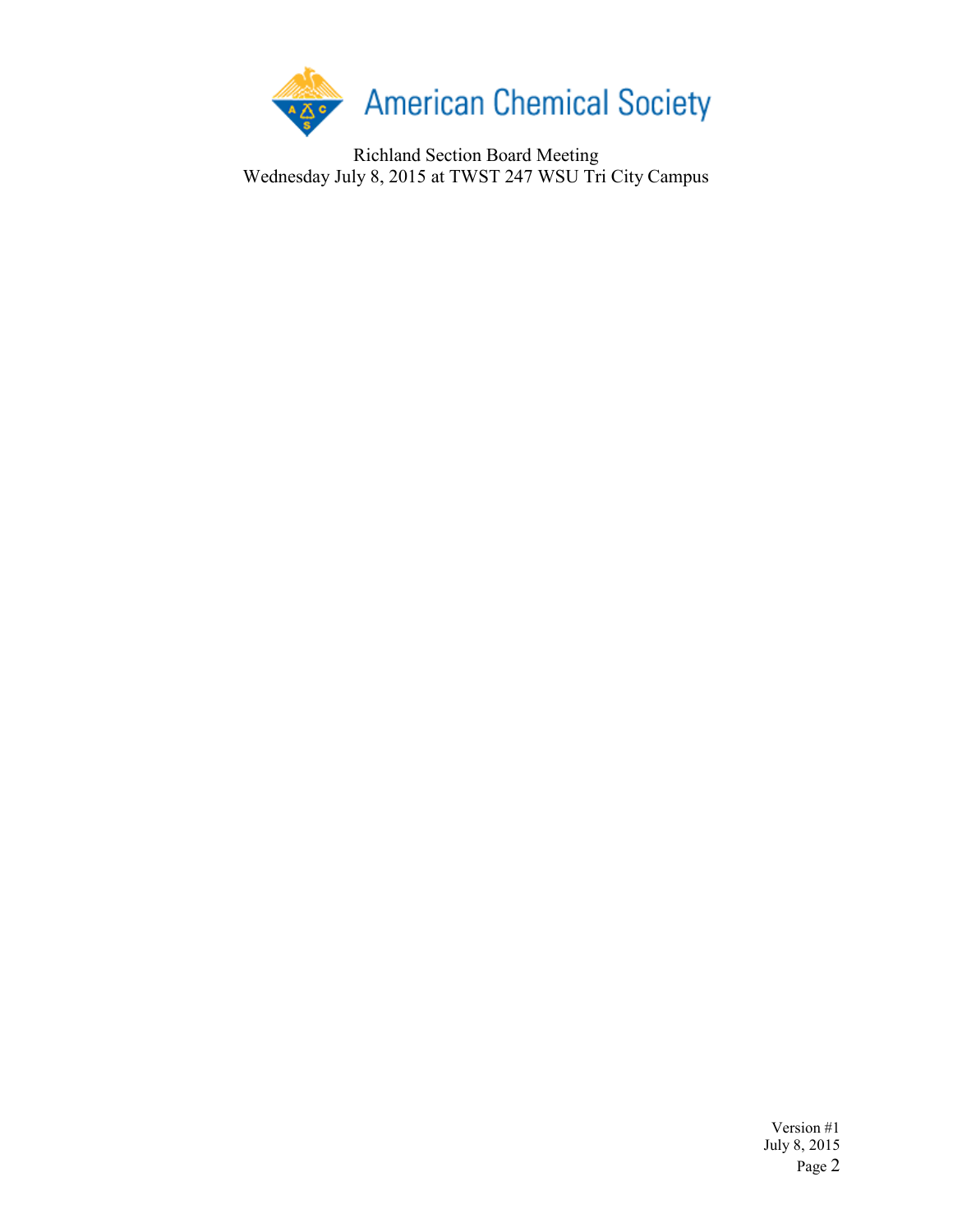American Chemical Society

Richland Section Board Meeting
Wednesday July 8, 2015 at TWST 247 WSU Tri City Campus